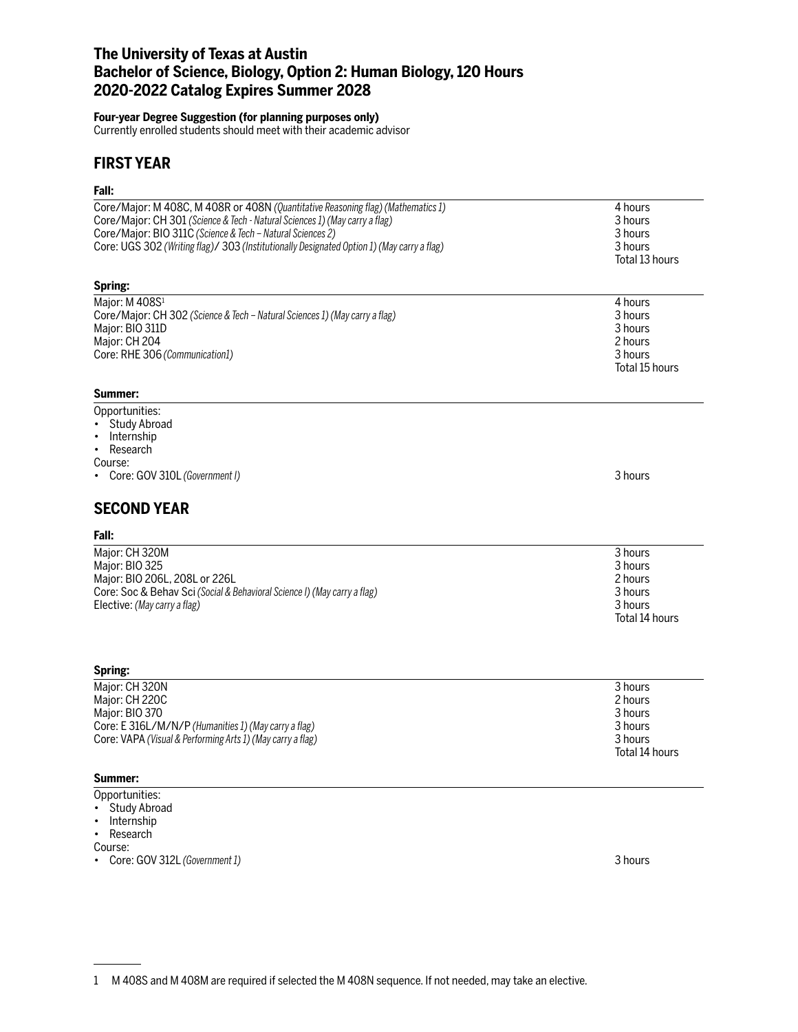# The University of Texas at Austin
# Bachelor of Science, Biology, Option 2: Human Biology, 120 Hours
# 2020-2022 Catalog Expires Summer 2028

**Four-year Degree Suggestion (for planning purposes only)**
Currently enrolled students should meet with their academic advisor

## FIRST YEAR

### Fall:

| Course | Hours |
|---|---|
| Core/Major: M 408C, M 408R or 408N *(Quantitative Reasoning flag) (Mathematics 1)* | 4 hours |
| Core/Major: CH 301 *(Science & Tech - Natural Sciences 1) (May carry a flag)* | 3 hours |
| Core/Major: BIO 311C *(Science & Tech – Natural Sciences 2)* | 3 hours |
| Core: UGS 302 *(Writing flag)*/ 303 *(Institutionally Designated Option 1) (May carry a flag)* | 3 hours |
| | Total 13 hours |

### Spring:

| Course | Hours |
|---|---|
| Major: M 408S[1] | 4 hours |
| Core/Major: CH 302 *(Science & Tech – Natural Sciences 1) (May carry a flag)* | 3 hours |
| Major: BIO 311D | 3 hours |
| Major: CH 204 | 2 hours |
| Core: RHE 306 *(Communication1)* | 3 hours |
| | Total 15 hours |

### Summer:

Opportunities:
- Study Abroad
- Internship
- Research

Course:
- Core: GOV 310L *(Government I)* — 3 hours

## SECOND YEAR

### Fall:

| Course | Hours |
|---|---|
| Major: CH 320M | 3 hours |
| Major: BIO 325 | 3 hours |
| Major: BIO 206L, 208L or 226L | 2 hours |
| Core: Soc & Behav Sci *(Social & Behavioral Science I) (May carry a flag)* | 3 hours |
| Elective: *(May carry a flag)* | 3 hours |
| | Total 14 hours |

### Spring:

| Course | Hours |
|---|---|
| Major: CH 320N | 3 hours |
| Major: CH 220C | 2 hours |
| Major: BIO 370 | 3 hours |
| Core: E 316L/M/N/P *(Humanities 1) (May carry a flag)* | 3 hours |
| Core: VAPA *(Visual & Performing Arts 1) (May carry a flag)* | 3 hours |
| | Total 14 hours |

### Summer:

Opportunities:
- Study Abroad
- Internship
- Research

Course:
- Core: GOV 312L *(Government 1)* — 3 hours

---

1 M 408S and M 408M are required if selected the M 408N sequence. If not needed, may take an elective.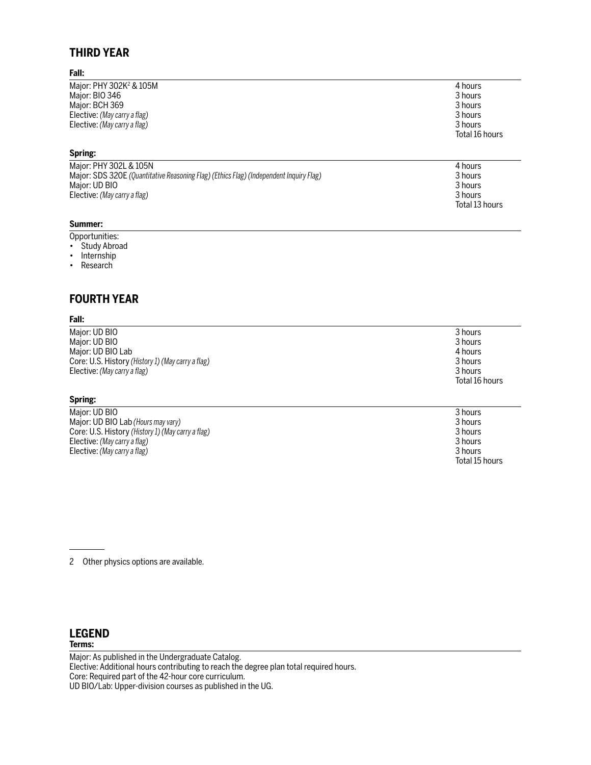## THIRD YEAR

**Fall:**

| | |
|---|---|
| Major: PHY 302K[2] & 105M | 4 hours |
| Major: BIO 346 | 3 hours |
| Major: BCH 369 | 3 hours |
| Elective: *(May carry a flag)* | 3 hours |
| Elective: *(May carry a flag)* | 3 hours |
| | Total 16 hours |

**Spring:**

| | |
|---|---|
| Major: PHY 302L & 105N | 4 hours |
| Major: SDS 320E *(Quantitative Reasoning Flag) (Ethics Flag) (Independent Inquiry Flag)* | 3 hours |
| Major: UD BIO | 3 hours |
| Elective: *(May carry a flag)* | 3 hours |
| | Total 13 hours |

**Summer:**

Opportunities:

- Study Abroad
- Internship
- Research

## FOURTH YEAR

**Fall:**

| | |
|---|---|
| Major: UD BIO | 3 hours |
| Major: UD BIO | 3 hours |
| Major: UD BIO Lab | 4 hours |
| Core: U.S. History *(History 1) (May carry a flag)* | 3 hours |
| Elective: *(May carry a flag)* | 3 hours |
| | Total 16 hours |

**Spring:**

| | |
|---|---|
| Major: UD BIO | 3 hours |
| Major: UD BIO Lab *(Hours may vary)* | 3 hours |
| Core: U.S. History *(History 1) (May carry a flag)* | 3 hours |
| Elective: *(May carry a flag)* | 3 hours |
| Elective: *(May carry a flag)* | 3 hours |
| | Total 15 hours |

2 Other physics options are available.

## LEGEND

**Terms:**

Major: As published in the Undergraduate Catalog.
Elective: Additional hours contributing to reach the degree plan total required hours.
Core: Required part of the 42-hour core curriculum.
UD BIO/Lab: Upper-division courses as published in the UG.